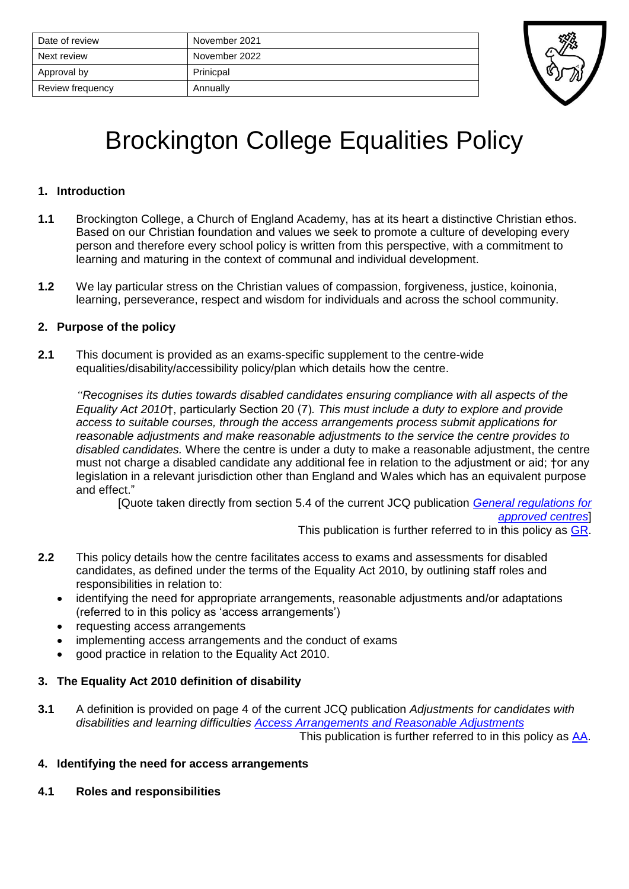| Date of review | November 2021 |
|---|---|
| Next review | November 2022 |
| Approval by | Prinicpal |
| Review frequency | Annually |

# Brockington College Equalities Policy

## 1. Introduction

**1.1** Brockington College, a Church of England Academy, has at its heart a distinctive Christian ethos. Based on our Christian foundation and values we seek to promote a culture of developing every person and therefore every school policy is written from this perspective, with a commitment to learning and maturing in the context of communal and individual development.

**1.2** We lay particular stress on the Christian values of compassion, forgiveness, justice, koinonia, learning, perseverance, respect and wisdom for individuals and across the school community.

## 2. Purpose of the policy

**2.1** This document is provided as an exams-specific supplement to the centre-wide equalities/disability/accessibility policy/plan which details how the centre.

*"Recognises its duties towards disabled candidates ensuring compliance with all aspects of the Equality Act 2010*†, particularly Section 20 (7)*. This must include a duty to explore and provide access to suitable courses, through the access arrangements process submit applications for reasonable adjustments and make reasonable adjustments to the service the centre provides to disabled candidates.* Where the centre is under a duty to make a reasonable adjustment, the centre must not charge a disabled candidate any additional fee in relation to the adjustment or aid; †or any legislation in a relevant jurisdiction other than England and Wales which has an equivalent purpose and effect."

[Quote taken directly from section 5.4 of the current JCQ publication [*General regulations for approved centres*]]

This publication is further referred to in this policy as [GR].

**2.2** This policy details how the centre facilitates access to exams and assessments for disabled candidates, as defined under the terms of the Equality Act 2010, by outlining staff roles and responsibilities in relation to:

- identifying the need for appropriate arrangements, reasonable adjustments and/or adaptations (referred to in this policy as 'access arrangements')
- requesting access arrangements
- implementing access arrangements and the conduct of exams
- good practice in relation to the Equality Act 2010.

## 3. The Equality Act 2010 definition of disability

**3.1** A definition is provided on page 4 of the current JCQ publication *Adjustments for candidates with disabilities and learning difficulties* [Access Arrangements and Reasonable Adjustments]

This publication is further referred to in this policy as [AA].

## 4. Identifying the need for access arrangements

### 4.1 Roles and responsibilities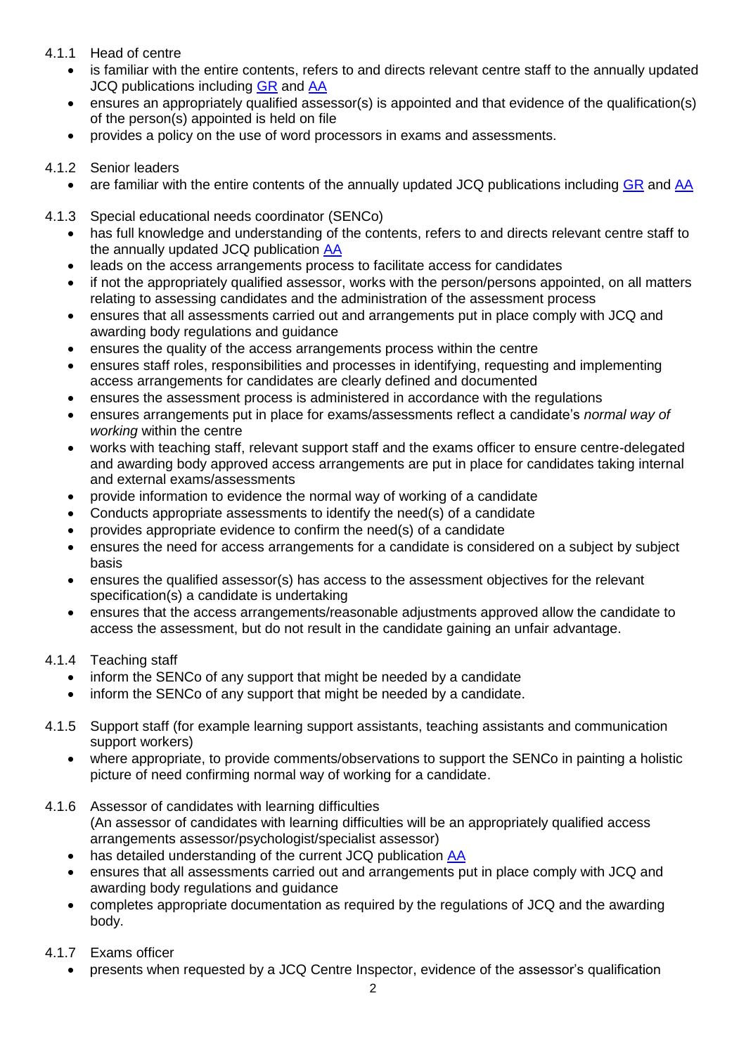4.1.1 Head of centre

- is familiar with the entire contents, refers to and directs relevant centre staff to the annually updated JCQ publications including GR and AA
- ensures an appropriately qualified assessor(s) is appointed and that evidence of the qualification(s) of the person(s) appointed is held on file
- provides a policy on the use of word processors in exams and assessments.

4.1.2 Senior leaders

- are familiar with the entire contents of the annually updated JCQ publications including GR and AA

4.1.3 Special educational needs coordinator (SENCo)

- has full knowledge and understanding of the contents, refers to and directs relevant centre staff to the annually updated JCQ publication AA
- leads on the access arrangements process to facilitate access for candidates
- if not the appropriately qualified assessor, works with the person/persons appointed, on all matters relating to assessing candidates and the administration of the assessment process
- ensures that all assessments carried out and arrangements put in place comply with JCQ and awarding body regulations and guidance
- ensures the quality of the access arrangements process within the centre
- ensures staff roles, responsibilities and processes in identifying, requesting and implementing access arrangements for candidates are clearly defined and documented
- ensures the assessment process is administered in accordance with the regulations
- ensures arrangements put in place for exams/assessments reflect a candidate's *normal way of working* within the centre
- works with teaching staff, relevant support staff and the exams officer to ensure centre-delegated and awarding body approved access arrangements are put in place for candidates taking internal and external exams/assessments
- provide information to evidence the normal way of working of a candidate
- Conducts appropriate assessments to identify the need(s) of a candidate
- provides appropriate evidence to confirm the need(s) of a candidate
- ensures the need for access arrangements for a candidate is considered on a subject by subject basis
- ensures the qualified assessor(s) has access to the assessment objectives for the relevant specification(s) a candidate is undertaking
- ensures that the access arrangements/reasonable adjustments approved allow the candidate to access the assessment, but do not result in the candidate gaining an unfair advantage.

4.1.4 Teaching staff

- inform the SENCo of any support that might be needed by a candidate
- inform the SENCo of any support that might be needed by a candidate.

4.1.5 Support staff (for example learning support assistants, teaching assistants and communication support workers)

- where appropriate, to provide comments/observations to support the SENCo in painting a holistic picture of need confirming normal way of working for a candidate.

4.1.6 Assessor of candidates with learning difficulties
(An assessor of candidates with learning difficulties will be an appropriately qualified access arrangements assessor/psychologist/specialist assessor)

- has detailed understanding of the current JCQ publication AA
- ensures that all assessments carried out and arrangements put in place comply with JCQ and awarding body regulations and guidance
- completes appropriate documentation as required by the regulations of JCQ and the awarding body.

4.1.7 Exams officer

- presents when requested by a JCQ Centre Inspector, evidence of the assessor's qualification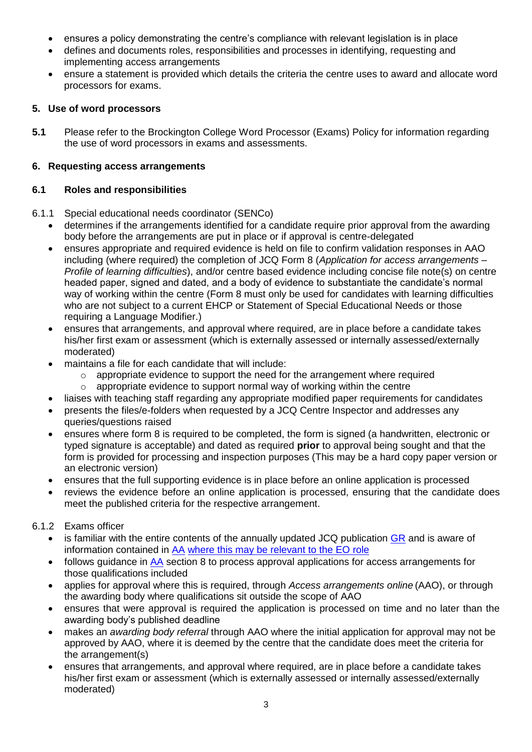- ensures a policy demonstrating the centre's compliance with relevant legislation is in place
- defines and documents roles, responsibilities and processes in identifying, requesting and implementing access arrangements
- ensure a statement is provided which details the criteria the centre uses to award and allocate word processors for exams.

## 5. Use of word processors

**5.1** Please refer to the Brockington College Word Processor (Exams) Policy for information regarding the use of word processors in exams and assessments.

## 6. Requesting access arrangements

### 6.1 Roles and responsibilities

6.1.1 Special educational needs coordinator (SENCo)

- determines if the arrangements identified for a candidate require prior approval from the awarding body before the arrangements are put in place or if approval is centre-delegated
- ensures appropriate and required evidence is held on file to confirm validation responses in AAO including (where required) the completion of JCQ Form 8 (*Application for access arrangements – Profile of learning difficulties*), and/or centre based evidence including concise file note(s) on centre headed paper, signed and dated, and a body of evidence to substantiate the candidate's normal way of working within the centre (Form 8 must only be used for candidates with learning difficulties who are not subject to a current EHCP or Statement of Special Educational Needs or those requiring a Language Modifier.)
- ensures that arrangements, and approval where required, are in place before a candidate takes his/her first exam or assessment (which is externally assessed or internally assessed/externally moderated)
- maintains a file for each candidate that will include:
  - appropriate evidence to support the need for the arrangement where required
  - appropriate evidence to support normal way of working within the centre
- liaises with teaching staff regarding any appropriate modified paper requirements for candidates
- presents the files/e-folders when requested by a JCQ Centre Inspector and addresses any queries/questions raised
- ensures where form 8 is required to be completed, the form is signed (a handwritten, electronic or typed signature is acceptable) and dated as required **prior** to approval being sought and that the form is provided for processing and inspection purposes (This may be a hard copy paper version or an electronic version)
- ensures that the full supporting evidence is in place before an online application is processed
- reviews the evidence before an online application is processed, ensuring that the candidate does meet the published criteria for the respective arrangement.

6.1.2 Exams officer

- is familiar with the entire contents of the annually updated JCQ publication GR and is aware of information contained in AA where this may be relevant to the EO role
- follows guidance in AA section 8 to process approval applications for access arrangements for those qualifications included
- applies for approval where this is required, through *Access arrangements online* (AAO), or through the awarding body where qualifications sit outside the scope of AAO
- ensures that were approval is required the application is processed on time and no later than the awarding body's published deadline
- makes an *awarding body referral* through AAO where the initial application for approval may not be approved by AAO, where it is deemed by the centre that the candidate does meet the criteria for the arrangement(s)
- ensures that arrangements, and approval where required, are in place before a candidate takes his/her first exam or assessment (which is externally assessed or internally assessed/externally moderated)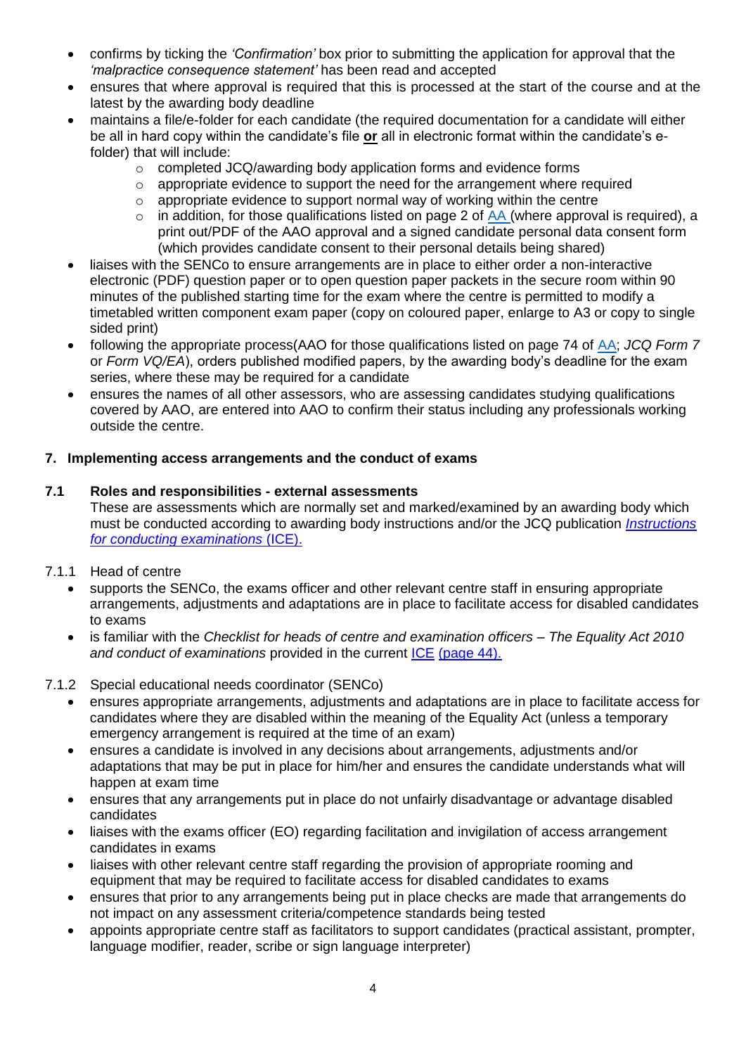- confirms by ticking the *'Confirmation'* box prior to submitting the application for approval that the *'malpractice consequence statement'* has been read and accepted
- ensures that where approval is required that this is processed at the start of the course and at the latest by the awarding body deadline
- maintains a file/e-folder for each candidate (the required documentation for a candidate will either be all in hard copy within the candidate's file **or** all in electronic format within the candidate's e-folder) that will include:
    - completed JCQ/awarding body application forms and evidence forms
    - appropriate evidence to support the need for the arrangement where required
    - appropriate evidence to support normal way of working within the centre
    - in addition, for those qualifications listed on page 2 of AA (where approval is required), a print out/PDF of the AAO approval and a signed candidate personal data consent form (which provides candidate consent to their personal details being shared)
- liaises with the SENCo to ensure arrangements are in place to either order a non-interactive electronic (PDF) question paper or to open question paper packets in the secure room within 90 minutes of the published starting time for the exam where the centre is permitted to modify a timetabled written component exam paper (copy on coloured paper, enlarge to A3 or copy to single sided print)
- following the appropriate process(AAO for those qualifications listed on page 74 of AA; *JCQ Form 7* or *Form VQ/EA*), orders published modified papers, by the awarding body's deadline for the exam series, where these may be required for a candidate
- ensures the names of all other assessors, who are assessing candidates studying qualifications covered by AAO, are entered into AAO to confirm their status including any professionals working outside the centre.

## 7. Implementing access arrangements and the conduct of exams

### 7.1 Roles and responsibilities - external assessments

These are assessments which are normally set and marked/examined by an awarding body which must be conducted according to awarding body instructions and/or the JCQ publication *Instructions for conducting examinations* (ICE).

7.1.1 Head of centre

- supports the SENCo, the exams officer and other relevant centre staff in ensuring appropriate arrangements, adjustments and adaptations are in place to facilitate access for disabled candidates to exams
- is familiar with the *Checklist for heads of centre and examination officers – The Equality Act 2010 and conduct of examinations* provided in the current ICE (page 44).

7.1.2 Special educational needs coordinator (SENCo)

- ensures appropriate arrangements, adjustments and adaptations are in place to facilitate access for candidates where they are disabled within the meaning of the Equality Act (unless a temporary emergency arrangement is required at the time of an exam)
- ensures a candidate is involved in any decisions about arrangements, adjustments and/or adaptations that may be put in place for him/her and ensures the candidate understands what will happen at exam time
- ensures that any arrangements put in place do not unfairly disadvantage or advantage disabled candidates
- liaises with the exams officer (EO) regarding facilitation and invigilation of access arrangement candidates in exams
- liaises with other relevant centre staff regarding the provision of appropriate rooming and equipment that may be required to facilitate access for disabled candidates to exams
- ensures that prior to any arrangements being put in place checks are made that arrangements do not impact on any assessment criteria/competence standards being tested
- appoints appropriate centre staff as facilitators to support candidates (practical assistant, prompter, language modifier, reader, scribe or sign language interpreter)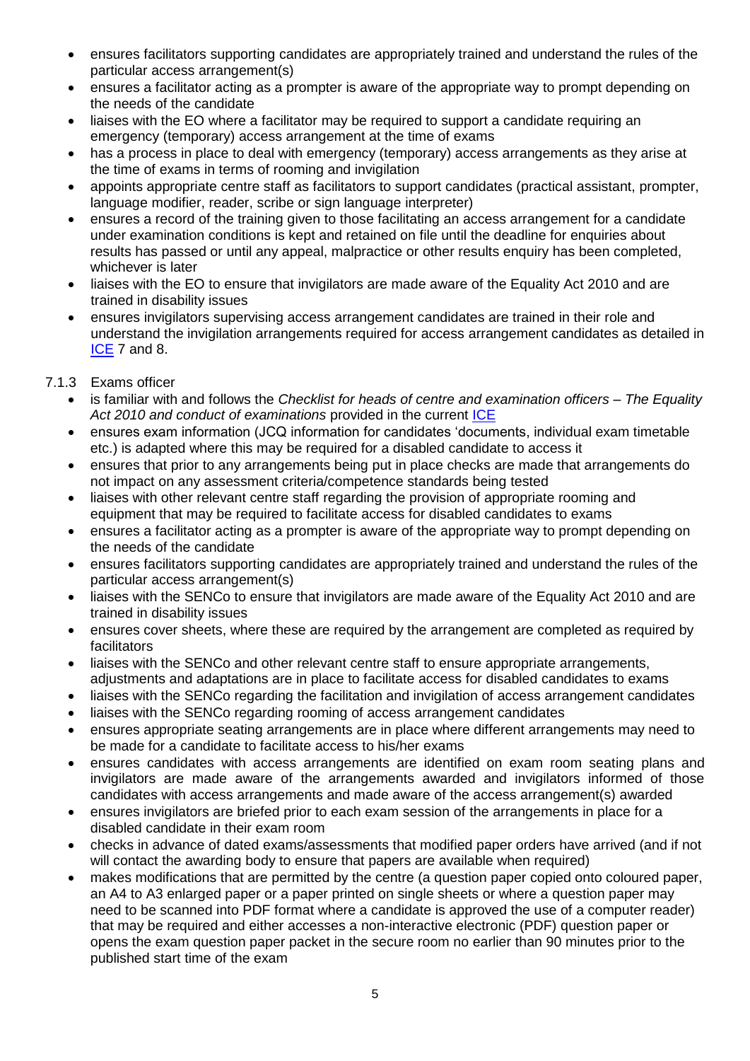- ensures facilitators supporting candidates are appropriately trained and understand the rules of the particular access arrangement(s)
- ensures a facilitator acting as a prompter is aware of the appropriate way to prompt depending on the needs of the candidate
- liaises with the EO where a facilitator may be required to support a candidate requiring an emergency (temporary) access arrangement at the time of exams
- has a process in place to deal with emergency (temporary) access arrangements as they arise at the time of exams in terms of rooming and invigilation
- appoints appropriate centre staff as facilitators to support candidates (practical assistant, prompter, language modifier, reader, scribe or sign language interpreter)
- ensures a record of the training given to those facilitating an access arrangement for a candidate under examination conditions is kept and retained on file until the deadline for enquiries about results has passed or until any appeal, malpractice or other results enquiry has been completed, whichever is later
- liaises with the EO to ensure that invigilators are made aware of the Equality Act 2010 and are trained in disability issues
- ensures invigilators supervising access arrangement candidates are trained in their role and understand the invigilation arrangements required for access arrangement candidates as detailed in [ICE](ICE) 7 and 8.

7.1.3 Exams officer

- is familiar with and follows the *Checklist for heads of centre and examination officers – The Equality Act 2010 and conduct of examinations* provided in the current [ICE](ICE)
- ensures exam information (JCQ information for candidates 'documents, individual exam timetable etc.) is adapted where this may be required for a disabled candidate to access it
- ensures that prior to any arrangements being put in place checks are made that arrangements do not impact on any assessment criteria/competence standards being tested
- liaises with other relevant centre staff regarding the provision of appropriate rooming and equipment that may be required to facilitate access for disabled candidates to exams
- ensures a facilitator acting as a prompter is aware of the appropriate way to prompt depending on the needs of the candidate
- ensures facilitators supporting candidates are appropriately trained and understand the rules of the particular access arrangement(s)
- liaises with the SENCo to ensure that invigilators are made aware of the Equality Act 2010 and are trained in disability issues
- ensures cover sheets, where these are required by the arrangement are completed as required by facilitators
- liaises with the SENCo and other relevant centre staff to ensure appropriate arrangements, adjustments and adaptations are in place to facilitate access for disabled candidates to exams
- liaises with the SENCo regarding the facilitation and invigilation of access arrangement candidates
- liaises with the SENCo regarding rooming of access arrangement candidates
- ensures appropriate seating arrangements are in place where different arrangements may need to be made for a candidate to facilitate access to his/her exams
- ensures candidates with access arrangements are identified on exam room seating plans and invigilators are made aware of the arrangements awarded and invigilators informed of those candidates with access arrangements and made aware of the access arrangement(s) awarded
- ensures invigilators are briefed prior to each exam session of the arrangements in place for a disabled candidate in their exam room
- checks in advance of dated exams/assessments that modified paper orders have arrived (and if not will contact the awarding body to ensure that papers are available when required)
- makes modifications that are permitted by the centre (a question paper copied onto coloured paper, an A4 to A3 enlarged paper or a paper printed on single sheets or where a question paper may need to be scanned into PDF format where a candidate is approved the use of a computer reader) that may be required and either accesses a non-interactive electronic (PDF) question paper or opens the exam question paper packet in the secure room no earlier than 90 minutes prior to the published start time of the exam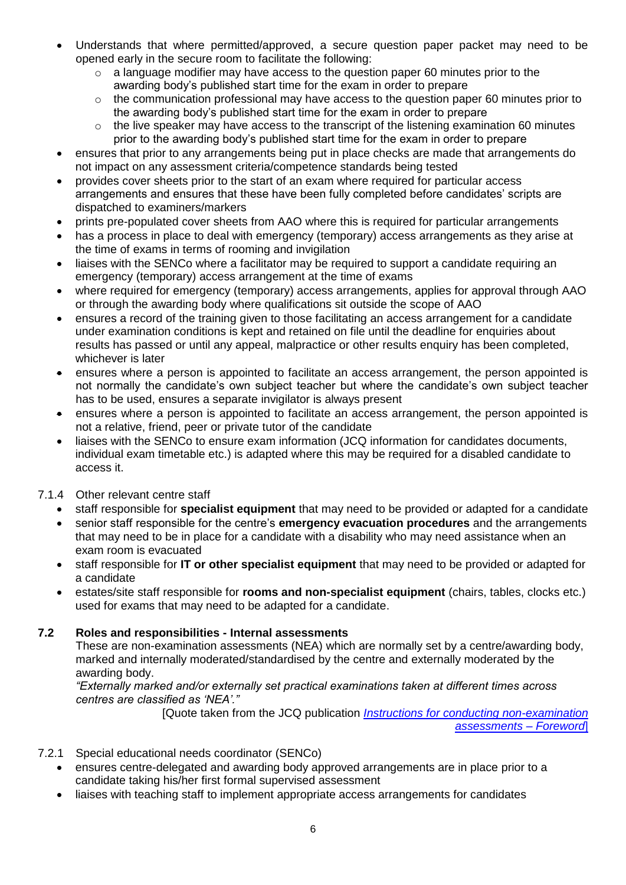- Understands that where permitted/approved, a secure question paper packet may need to be opened early in the secure room to facilitate the following:
  - a language modifier may have access to the question paper 60 minutes prior to the awarding body's published start time for the exam in order to prepare
  - the communication professional may have access to the question paper 60 minutes prior to the awarding body's published start time for the exam in order to prepare
  - the live speaker may have access to the transcript of the listening examination 60 minutes prior to the awarding body's published start time for the exam in order to prepare
- ensures that prior to any arrangements being put in place checks are made that arrangements do not impact on any assessment criteria/competence standards being tested
- provides cover sheets prior to the start of an exam where required for particular access arrangements and ensures that these have been fully completed before candidates' scripts are dispatched to examiners/markers
- prints pre-populated cover sheets from AAO where this is required for particular arrangements
- has a process in place to deal with emergency (temporary) access arrangements as they arise at the time of exams in terms of rooming and invigilation
- liaises with the SENCo where a facilitator may be required to support a candidate requiring an emergency (temporary) access arrangement at the time of exams
- where required for emergency (temporary) access arrangements, applies for approval through AAO or through the awarding body where qualifications sit outside the scope of AAO
- ensures a record of the training given to those facilitating an access arrangement for a candidate under examination conditions is kept and retained on file until the deadline for enquiries about results has passed or until any appeal, malpractice or other results enquiry has been completed, whichever is later
- ensures where a person is appointed to facilitate an access arrangement, the person appointed is not normally the candidate's own subject teacher but where the candidate's own subject teacher has to be used, ensures a separate invigilator is always present
- ensures where a person is appointed to facilitate an access arrangement, the person appointed is not a relative, friend, peer or private tutor of the candidate
- liaises with the SENCo to ensure exam information (JCQ information for candidates documents, individual exam timetable etc.) is adapted where this may be required for a disabled candidate to access it.

7.1.4 Other relevant centre staff

- staff responsible for **specialist equipment** that may need to be provided or adapted for a candidate
- senior staff responsible for the centre's **emergency evacuation procedures** and the arrangements that may need to be in place for a candidate with a disability who may need assistance when an exam room is evacuated
- staff responsible for **IT or other specialist equipment** that may need to be provided or adapted for a candidate
- estates/site staff responsible for **rooms and non-specialist equipment** (chairs, tables, clocks etc.) used for exams that may need to be adapted for a candidate.

### 7.2 Roles and responsibilities - Internal assessments

These are non-examination assessments (NEA) which are normally set by a centre/awarding body, marked and internally moderated/standardised by the centre and externally moderated by the awarding body.

*"Externally marked and/or externally set practical examinations taken at different times across centres are classified as 'NEA'."*

[Quote taken from the JCQ publication *Instructions for conducting non-examination assessments – Foreword*]

7.2.1 Special educational needs coordinator (SENCo)

- ensures centre-delegated and awarding body approved arrangements are in place prior to a candidate taking his/her first formal supervised assessment
- liaises with teaching staff to implement appropriate access arrangements for candidates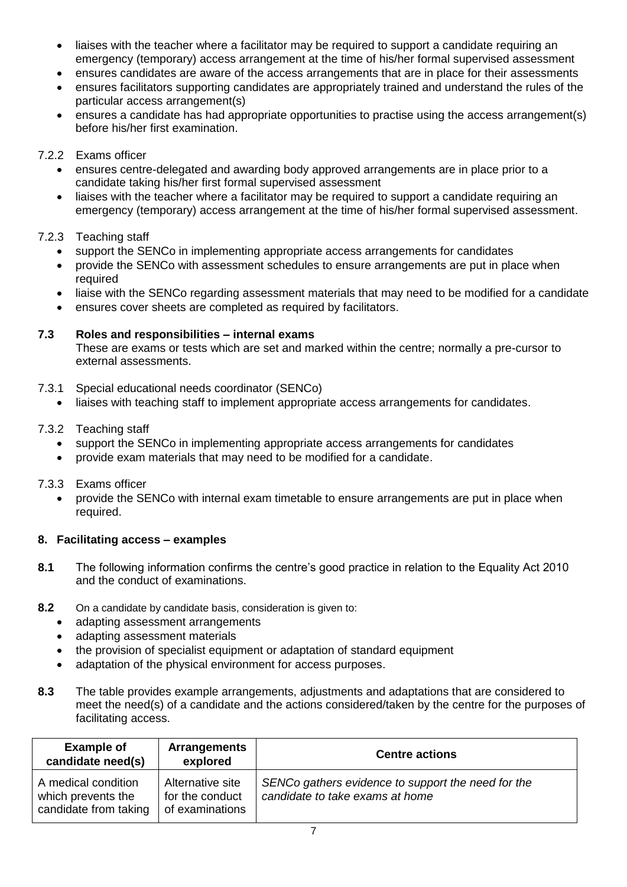- liaises with the teacher where a facilitator may be required to support a candidate requiring an emergency (temporary) access arrangement at the time of his/her formal supervised assessment
- ensures candidates are aware of the access arrangements that are in place for their assessments
- ensures facilitators supporting candidates are appropriately trained and understand the rules of the particular access arrangement(s)
- ensures a candidate has had appropriate opportunities to practise using the access arrangement(s) before his/her first examination.

7.2.2 Exams officer

- ensures centre-delegated and awarding body approved arrangements are in place prior to a candidate taking his/her first formal supervised assessment
- liaises with the teacher where a facilitator may be required to support a candidate requiring an emergency (temporary) access arrangement at the time of his/her formal supervised assessment.

7.2.3 Teaching staff

- support the SENCo in implementing appropriate access arrangements for candidates
- provide the SENCo with assessment schedules to ensure arrangements are put in place when required
- liaise with the SENCo regarding assessment materials that may need to be modified for a candidate
- ensures cover sheets are completed as required by facilitators.

**7.3 Roles and responsibilities – internal exams**

These are exams or tests which are set and marked within the centre; normally a pre-cursor to external assessments.

7.3.1 Special educational needs coordinator (SENCo)

- liaises with teaching staff to implement appropriate access arrangements for candidates.

7.3.2 Teaching staff

- support the SENCo in implementing appropriate access arrangements for candidates
- provide exam materials that may need to be modified for a candidate.

7.3.3 Exams officer

- provide the SENCo with internal exam timetable to ensure arrangements are put in place when required.

## 8. Facilitating access – examples

**8.1** The following information confirms the centre's good practice in relation to the Equality Act 2010 and the conduct of examinations.

**8.2** On a candidate by candidate basis, consideration is given to:

- adapting assessment arrangements
- adapting assessment materials
- the provision of specialist equipment or adaptation of standard equipment
- adaptation of the physical environment for access purposes.

**8.3** The table provides example arrangements, adjustments and adaptations that are considered to meet the need(s) of a candidate and the actions considered/taken by the centre for the purposes of facilitating access.

| Example of candidate need(s) | Arrangements explored | Centre actions |
|---|---|---|
| A medical condition which prevents the candidate from taking | Alternative site for the conduct of examinations | *SENCo gathers evidence to support the need for the candidate to take exams at home* |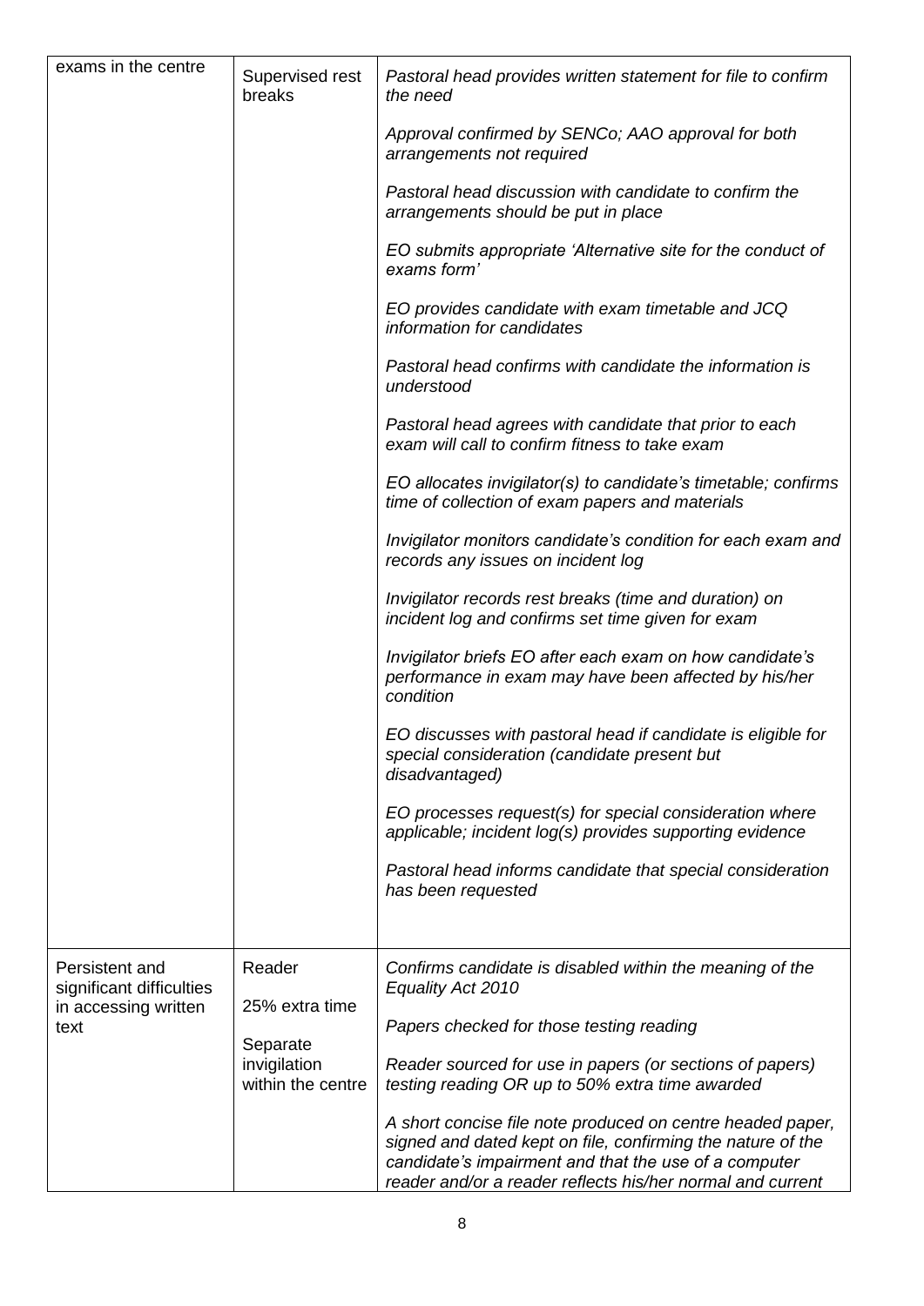| | | |
|---|---|---|
| exams in the centre | Supervised rest breaks | *Pastoral head provides written statement for file to confirm the need*<br><br>*Approval confirmed by SENCo; AAO approval for both arrangements not required*<br><br>*Pastoral head discussion with candidate to confirm the arrangements should be put in place*<br><br>*EO submits appropriate 'Alternative site for the conduct of exams form'*<br><br>*EO provides candidate with exam timetable and JCQ information for candidates*<br><br>*Pastoral head confirms with candidate the information is understood*<br><br>*Pastoral head agrees with candidate that prior to each exam will call to confirm fitness to take exam*<br><br>*EO allocates invigilator(s) to candidate's timetable; confirms time of collection of exam papers and materials*<br><br>*Invigilator monitors candidate's condition for each exam and records any issues on incident log*<br><br>*Invigilator records rest breaks (time and duration) on incident log and confirms set time given for exam*<br><br>*Invigilator briefs EO after each exam on how candidate's performance in exam may have been affected by his/her condition*<br><br>*EO discusses with pastoral head if candidate is eligible for special consideration (candidate present but disadvantaged)*<br><br>*EO processes request(s) for special consideration where applicable; incident log(s) provides supporting evidence*<br><br>*Pastoral head informs candidate that special consideration has been requested* |
| Persistent and significant difficulties in accessing written text | Reader<br><br>25% extra time<br><br>Separate invigilation within the centre | *Confirms candidate is disabled within the meaning of the Equality Act 2010*<br><br>*Papers checked for those testing reading*<br><br>*Reader sourced for use in papers (or sections of papers) testing reading OR up to 50% extra time awarded*<br><br>*A short concise file note produced on centre headed paper, signed and dated kept on file, confirming the nature of the candidate's impairment and that the use of a computer reader and/or a reader reflects his/her normal and current* |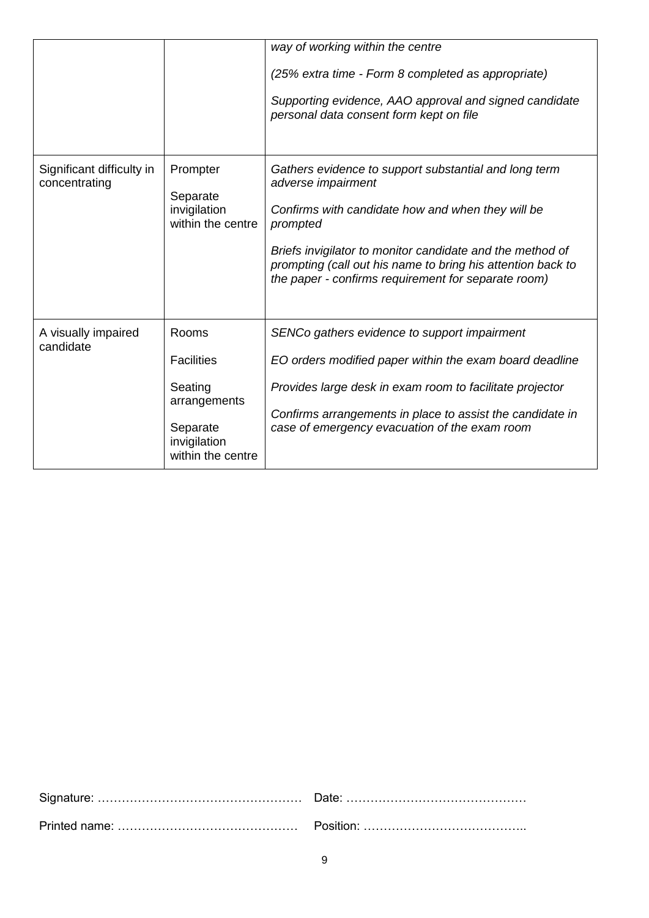| | | |
|---|---|---|
| | | *way of working within the centre*<br><br>*(25% extra time - Form 8 completed as appropriate)*<br><br>*Supporting evidence, AAO approval and signed candidate personal data consent form kept on file* |
| Significant difficulty in concentrating | Prompter<br><br>Separate invigilation within the centre | *Gathers evidence to support substantial and long term adverse impairment*<br><br>*Confirms with candidate how and when they will be prompted*<br><br>*Briefs invigilator to monitor candidate and the method of prompting (call out his name to bring his attention back to the paper - confirms requirement for separate room)* |
| A visually impaired candidate | Rooms<br><br>Facilities<br><br>Seating arrangements<br><br>Separate invigilation within the centre | *SENCo gathers evidence to support impairment*<br><br>*EO orders modified paper within the exam board deadline*<br><br>*Provides large desk in exam room to facilitate projector*<br><br>*Confirms arrangements in place to assist the candidate in case of emergency evacuation of the exam room* |

Signature: …………………………………………… Date: ………………………………………

Printed name: ……………………………………… Position: …………………………………..